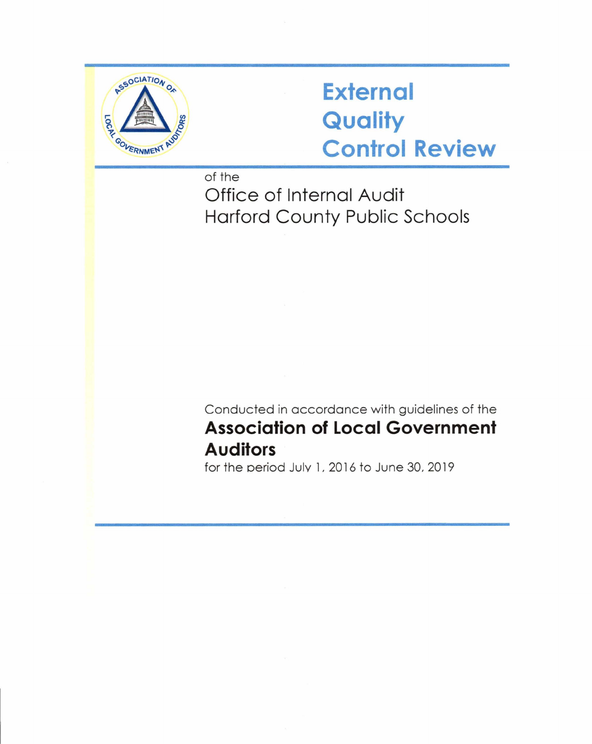# External Quality Control Review

of the

## Office of Internal Audit
## Harford County Public Schools

Conducted in accordance with guidelines of the

**Association of Local Government Auditors**

for the period July 1, 2016 to June 30, 2019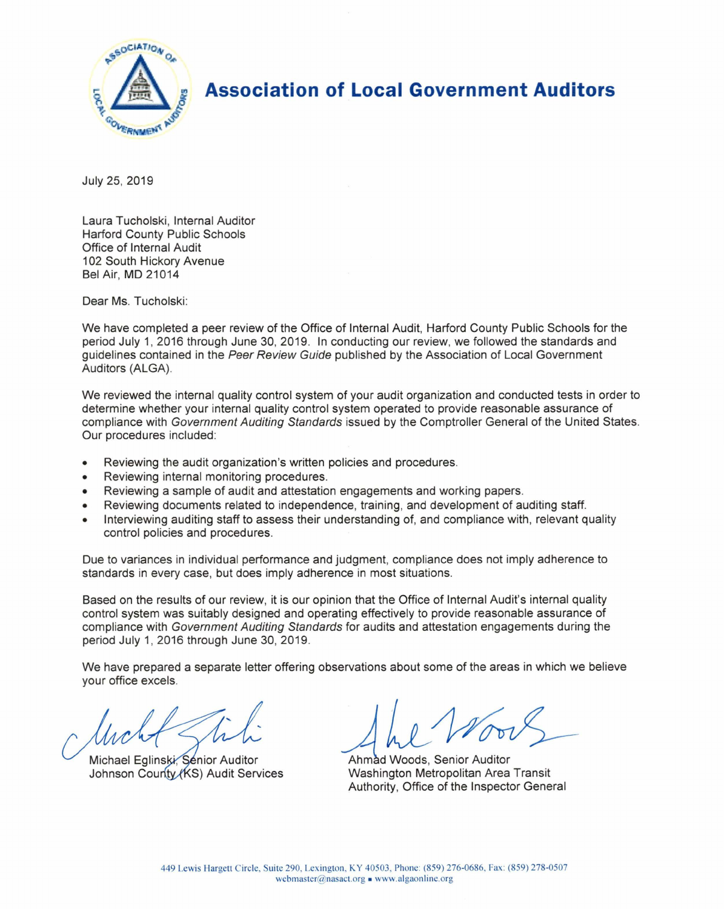# Association of Local Government Auditors

July 25, 2019

Laura Tucholski, Internal Auditor
Harford County Public Schools
Office of Internal Audit
102 South Hickory Avenue
Bel Air, MD 21014

Dear Ms. Tucholski:

We have completed a peer review of the Office of Internal Audit, Harford County Public Schools for the period July 1, 2016 through June 30, 2019. In conducting our review, we followed the standards and guidelines contained in the *Peer Review Guide* published by the Association of Local Government Auditors (ALGA).

We reviewed the internal quality control system of your audit organization and conducted tests in order to determine whether your internal quality control system operated to provide reasonable assurance of compliance with *Government Auditing Standards* issued by the Comptroller General of the United States. Our procedures included:

- Reviewing the audit organization's written policies and procedures.
- Reviewing internal monitoring procedures.
- Reviewing a sample of audit and attestation engagements and working papers.
- Reviewing documents related to independence, training, and development of auditing staff.
- Interviewing auditing staff to assess their understanding of, and compliance with, relevant quality control policies and procedures.

Due to variances in individual performance and judgment, compliance does not imply adherence to standards in every case, but does imply adherence in most situations.

Based on the results of our review, it is our opinion that the Office of Internal Audit's internal quality control system was suitably designed and operating effectively to provide reasonable assurance of compliance with *Government Auditing Standards* for audits and attestation engagements during the period July 1, 2016 through June 30, 2019.

We have prepared a separate letter offering observations about some of the areas in which we believe your office excels.

Michael Eglinski, Senior Auditor
Johnson County (KS) Audit Services

Ahmad Woods, Senior Auditor
Washington Metropolitan Area Transit Authority, Office of the Inspector General

449 Lewis Hargett Circle, Suite 290, Lexington, KY 40503, Phone: (859) 276-0686, Fax: (859) 278-0507
webmaster@nasact.org ▪ www.algaonline.org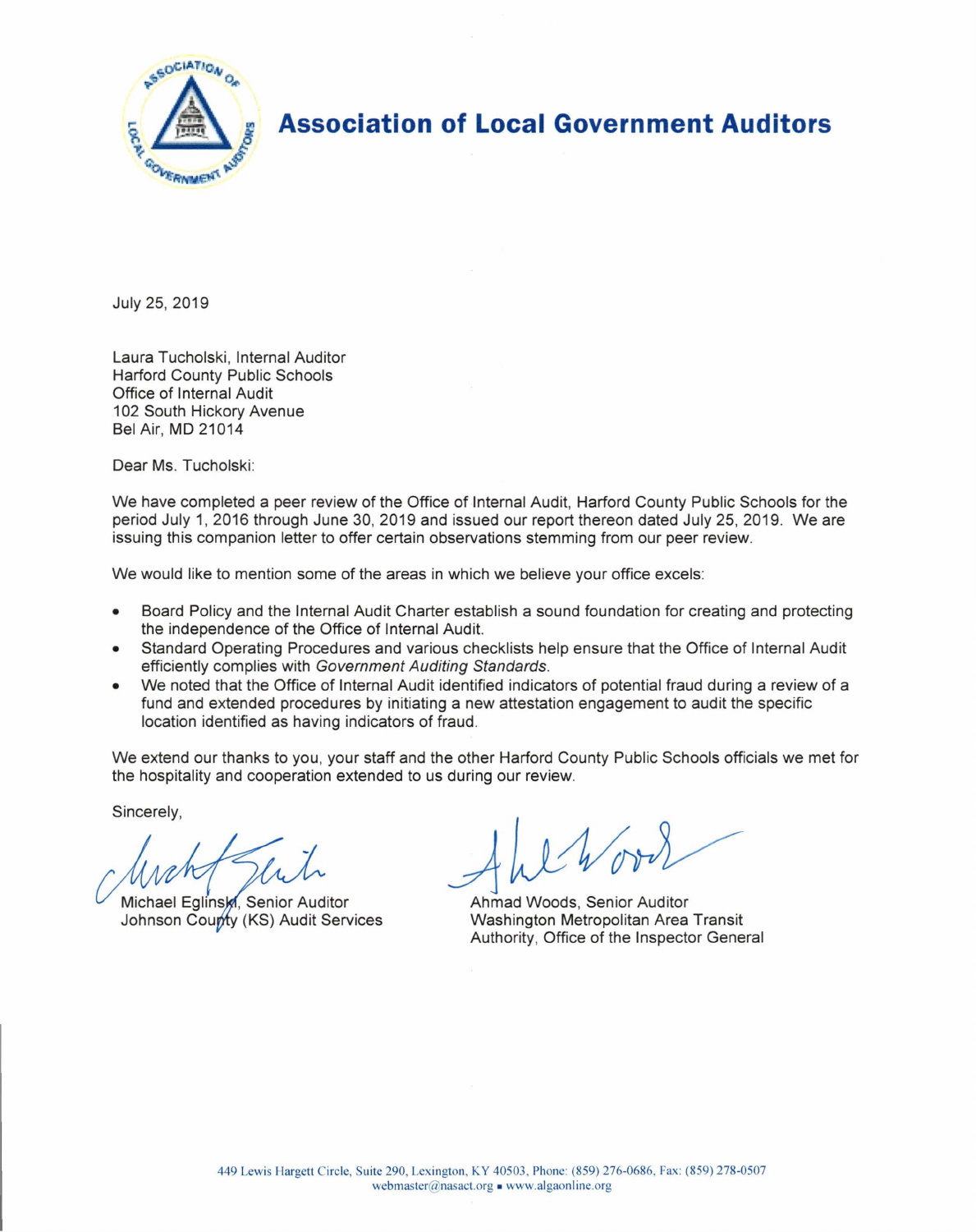# Association of Local Government Auditors

July 25, 2019

Laura Tucholski, Internal Auditor
Harford County Public Schools
Office of Internal Audit
102 South Hickory Avenue
Bel Air, MD 21014

Dear Ms. Tucholski:

We have completed a peer review of the Office of Internal Audit, Harford County Public Schools for the period July 1, 2016 through June 30, 2019 and issued our report thereon dated July 25, 2019. We are issuing this companion letter to offer certain observations stemming from our peer review.

We would like to mention some of the areas in which we believe your office excels:

- Board Policy and the Internal Audit Charter establish a sound foundation for creating and protecting the independence of the Office of Internal Audit.
- Standard Operating Procedures and various checklists help ensure that the Office of Internal Audit efficiently complies with *Government Auditing Standards*.
- We noted that the Office of Internal Audit identified indicators of potential fraud during a review of a fund and extended procedures by initiating a new attestation engagement to audit the specific location identified as having indicators of fraud.

We extend our thanks to you, your staff and the other Harford County Public Schools officials we met for the hospitality and cooperation extended to us during our review.

Sincerely,

Michael Eglinski, Senior Auditor
Johnson County (KS) Audit Services

Ahmad Woods, Senior Auditor
Washington Metropolitan Area Transit Authority, Office of the Inspector General

449 Lewis Hargett Circle, Suite 290, Lexington, KY 40503, Phone: (859) 276-0686, Fax: (859) 278-0507
webmaster@nasact.org ▪ www.algaonline.org